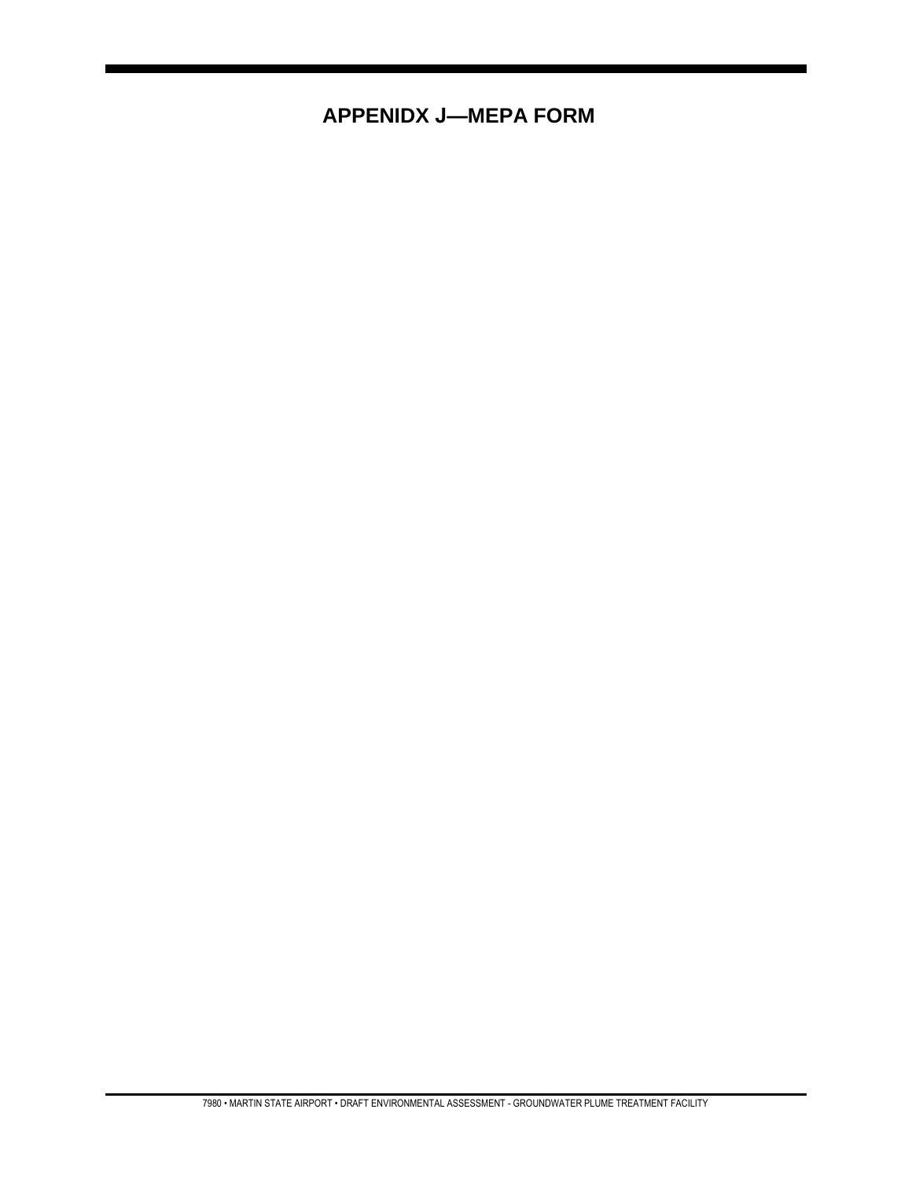# APPENIDX J—MEPA FORM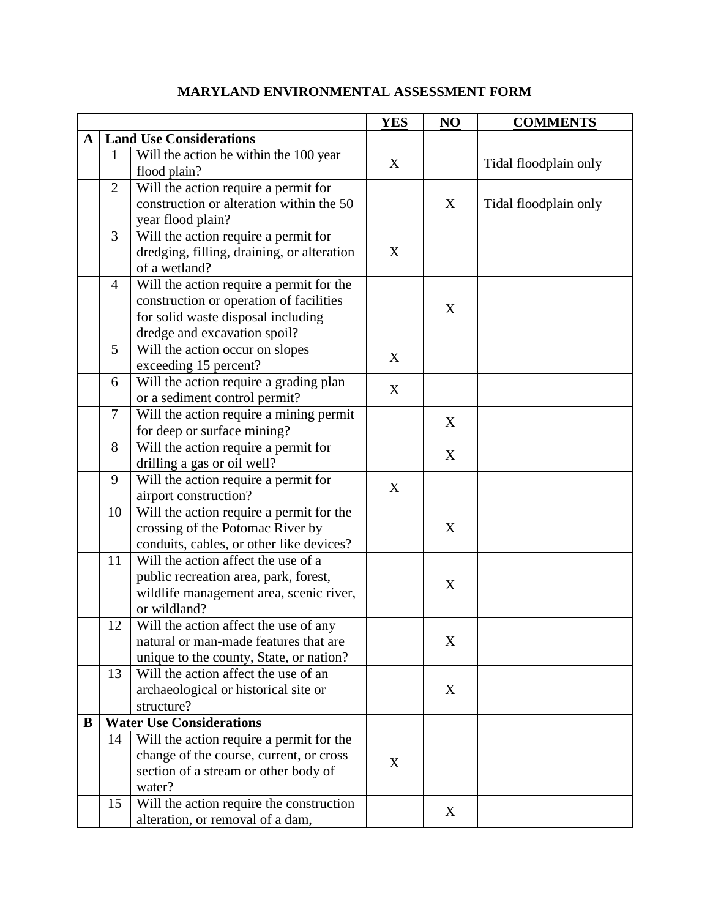# MARYLAND ENVIRONMENTAL ASSESSMENT FORM

| | | | YES | NO | COMMENTS |
|---|---|---|---|---|---|
| **A** | **Land Use Considerations** | | | | |
| | 1 | Will the action be within the 100 year flood plain? | X | | Tidal floodplain only |
| | 2 | Will the action require a permit for construction or alteration within the 50 year flood plain? | | X | Tidal floodplain only |
| | 3 | Will the action require a permit for dredging, filling, draining, or alteration of a wetland? | X | | |
| | 4 | Will the action require a permit for the construction or operation of facilities for solid waste disposal including dredge and excavation spoil? | | X | |
| | 5 | Will the action occur on slopes exceeding 15 percent? | X | | |
| | 6 | Will the action require a grading plan or a sediment control permit? | X | | |
| | 7 | Will the action require a mining permit for deep or surface mining? | | X | |
| | 8 | Will the action require a permit for drilling a gas or oil well? | | X | |
| | 9 | Will the action require a permit for airport construction? | X | | |
| | 10 | Will the action require a permit for the crossing of the Potomac River by conduits, cables, or other like devices? | | X | |
| | 11 | Will the action affect the use of a public recreation area, park, forest, wildlife management area, scenic river, or wildland? | | X | |
| | 12 | Will the action affect the use of any natural or man-made features that are unique to the county, State, or nation? | | X | |
| | 13 | Will the action affect the use of an archaeological or historical site or structure? | | X | |
| **B** | **Water Use Considerations** | | | | |
| | 14 | Will the action require a permit for the change of the course, current, or cross section of a stream or other body of water? | X | | |
| | 15 | Will the action require the construction alteration, or removal of a dam, | | X | |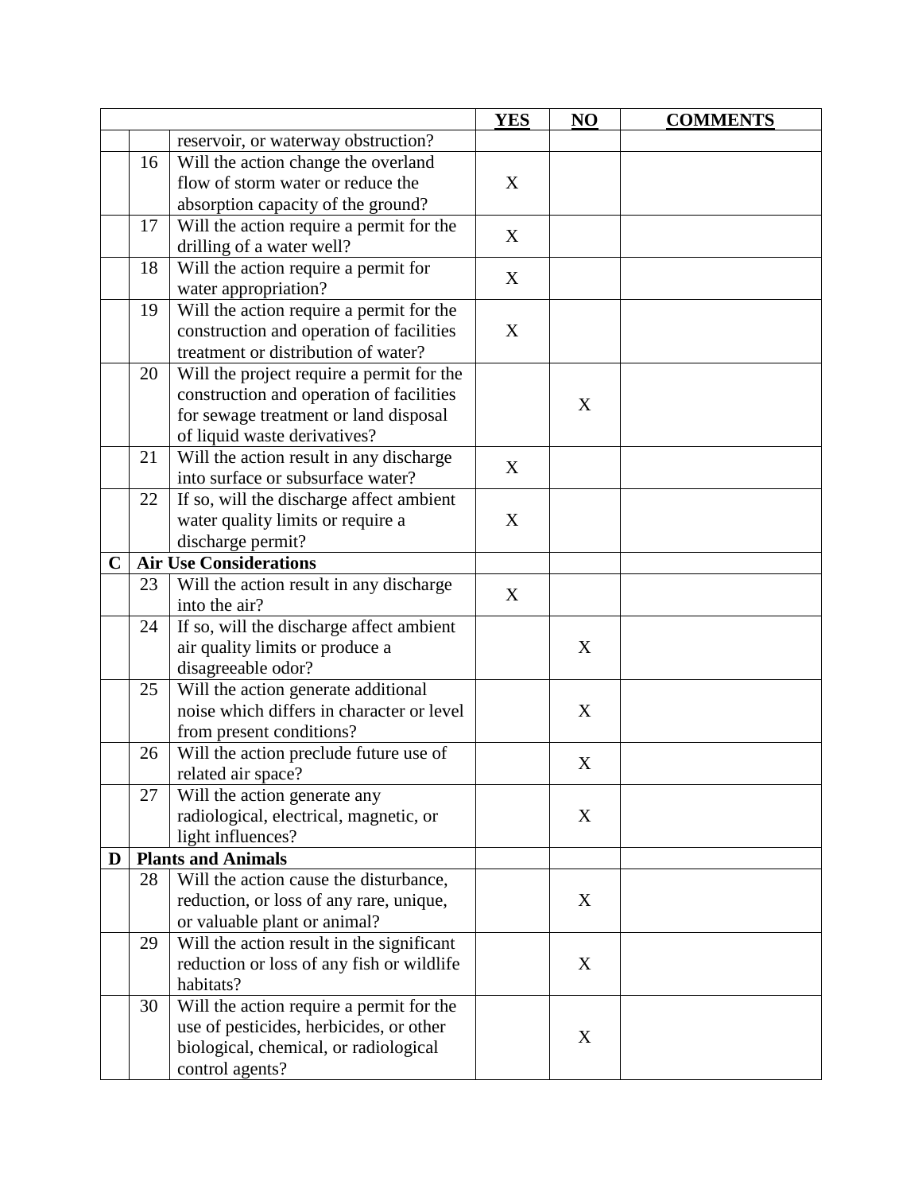| | | | YES | NO | COMMENTS |
|---|---|---|---|---|---|
| | | reservoir, or waterway obstruction? | | | |
| | 16 | Will the action change the overland flow of storm water or reduce the absorption capacity of the ground? | X | | |
| | 17 | Will the action require a permit for the drilling of a water well? | X | | |
| | 18 | Will the action require a permit for water appropriation? | X | | |
| | 19 | Will the action require a permit for the construction and operation of facilities treatment or distribution of water? | X | | |
| | 20 | Will the project require a permit for the construction and operation of facilities for sewage treatment or land disposal of liquid waste derivatives? | | X | |
| | 21 | Will the action result in any discharge into surface or subsurface water? | X | | |
| | 22 | If so, will the discharge affect ambient water quality limits or require a discharge permit? | X | | |
| **C** | **Air Use Considerations** | | | | |
| | 23 | Will the action result in any discharge into the air? | X | | |
| | 24 | If so, will the discharge affect ambient air quality limits or produce a disagreeable odor? | | X | |
| | 25 | Will the action generate additional noise which differs in character or level from present conditions? | | X | |
| | 26 | Will the action preclude future use of related air space? | | X | |
| | 27 | Will the action generate any radiological, electrical, magnetic, or light influences? | | X | |
| **D** | **Plants and Animals** | | | | |
| | 28 | Will the action cause the disturbance, reduction, or loss of any rare, unique, or valuable plant or animal? | | X | |
| | 29 | Will the action result in the significant reduction or loss of any fish or wildlife habitats? | | X | |
| | 30 | Will the action require a permit for the use of pesticides, herbicides, or other biological, chemical, or radiological control agents? | | X | |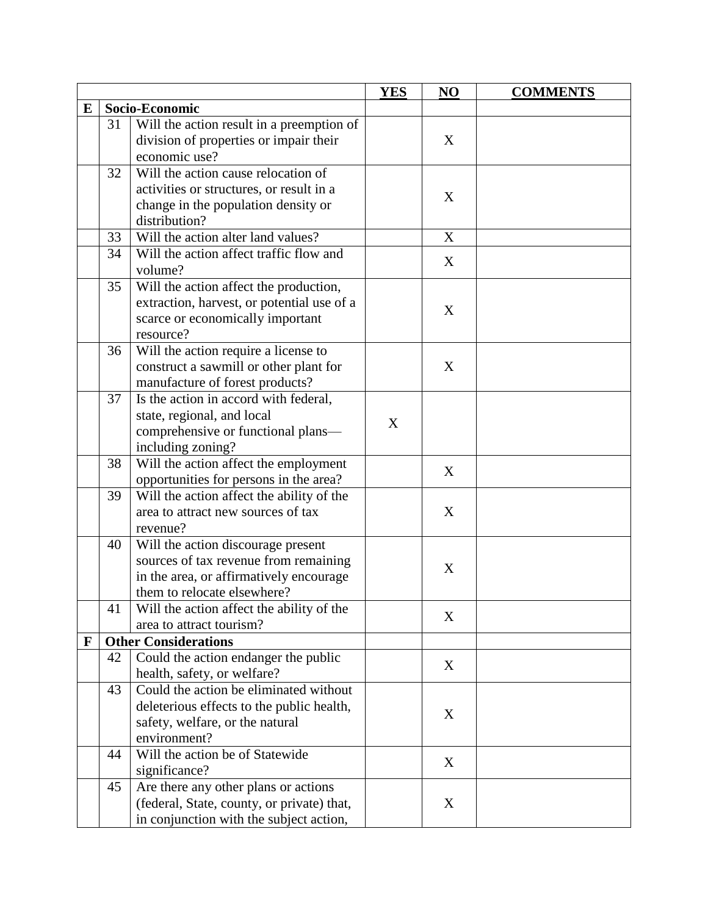| | | | YES | NO | COMMENTS |
|---|---|---|---|---|---|
| **E** | **Socio-Economic** | | | | |
| | 31 | Will the action result in a preemption of division of properties or impair their economic use? | | X | |
| | 32 | Will the action cause relocation of activities or structures, or result in a change in the population density or distribution? | | X | |
| | 33 | Will the action alter land values? | | X | |
| | 34 | Will the action affect traffic flow and volume? | | X | |
| | 35 | Will the action affect the production, extraction, harvest, or potential use of a scarce or economically important resource? | | X | |
| | 36 | Will the action require a license to construct a sawmill or other plant for manufacture of forest products? | | X | |
| | 37 | Is the action in accord with federal, state, regional, and local comprehensive or functional plans—including zoning? | X | | |
| | 38 | Will the action affect the employment opportunities for persons in the area? | | X | |
| | 39 | Will the action affect the ability of the area to attract new sources of tax revenue? | | X | |
| | 40 | Will the action discourage present sources of tax revenue from remaining in the area, or affirmatively encourage them to relocate elsewhere? | | X | |
| | 41 | Will the action affect the ability of the area to attract tourism? | | X | |
| **F** | **Other Considerations** | | | | |
| | 42 | Could the action endanger the public health, safety, or welfare? | | X | |
| | 43 | Could the action be eliminated without deleterious effects to the public health, safety, welfare, or the natural environment? | | X | |
| | 44 | Will the action be of Statewide significance? | | X | |
| | 45 | Are there any other plans or actions (federal, State, county, or private) that, in conjunction with the subject action, | | X | |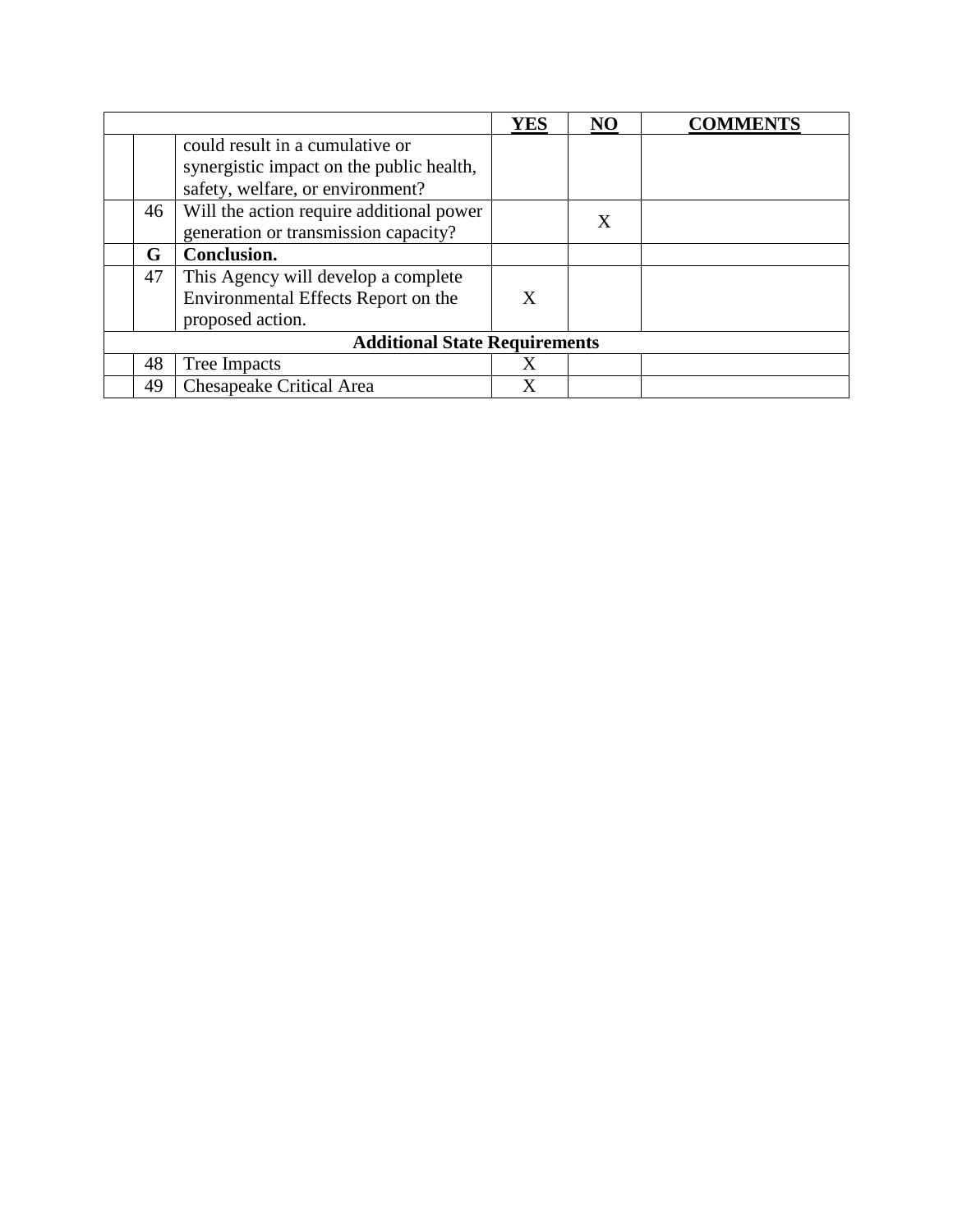| | | | YES | NO | COMMENTS |
|---|---|---|---|---|---|
| | | could result in a cumulative or synergistic impact on the public health, safety, welfare, or environment? | | | |
| | 46 | Will the action require additional power generation or transmission capacity? | | X | |
| | **G** | **Conclusion.** | | | |
| | 47 | This Agency will develop a complete Environmental Effects Report on the proposed action. | X | | |
| **Additional State Requirements** | | | | | |
| | 48 | Tree Impacts | X | | |
| | 49 | Chesapeake Critical Area | X | | |